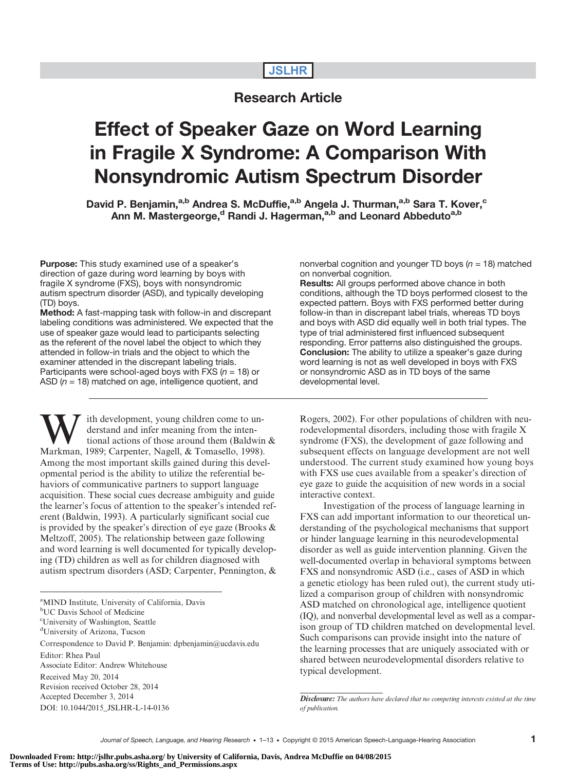**JSLHR**

## Research Article

# Effect of Speaker Gaze on Word Learning in Fragile X Syndrome: A Comparison With Nonsyndromic Autism Spectrum Disorder

**David P. Benjamin,[a,b] Andrea S. McDuffie,[a,b] Angela J. Thurman,[a,b] Sara T. Kover,[c] Ann M. Mastergeorge,[d] Randi J. Hagerman,[a,b] and Leonard Abbeduto[a,b]**

**Purpose:** This study examined use of a speaker's direction of gaze during word learning by boys with fragile X syndrome (FXS), boys with nonsyndromic autism spectrum disorder (ASD), and typically developing (TD) boys.

**Method:** A fast-mapping task with follow-in and discrepant labeling conditions was administered. We expected that the use of speaker gaze would lead to participants selecting as the referent of the novel label the object to which they attended in follow-in trials and the object to which the examiner attended in the discrepant labeling trials. Participants were school-aged boys with FXS (*n* = 18) or ASD (*n* = 18) matched on age, intelligence quotient, and nonverbal cognition and younger TD boys (*n* = 18) matched on nonverbal cognition.

**Results:** All groups performed above chance in both conditions, although the TD boys performed closest to the expected pattern. Boys with FXS performed better during follow-in than in discrepant label trials, whereas TD boys and boys with ASD did equally well in both trial types. The type of trial administered first influenced subsequent responding. Error patterns also distinguished the groups.

**Conclusion:** The ability to utilize a speaker's gaze during word learning is not as well developed in boys with FXS or nonsyndromic ASD as in TD boys of the same developmental level.

With development, young children come to understand and infer meaning from the intentional actions of those around them (Baldwin & Markman, 1989; Carpenter, Nagell, & Tomasello, 1998). Among the most important skills gained during this developmental period is the ability to utilize the referential behaviors of communicative partners to support language acquisition. These social cues decrease ambiguity and guide the learner's focus of attention to the speaker's intended referent (Baldwin, 1993). A particularly significant social cue is provided by the speaker's direction of eye gaze (Brooks & Meltzoff, 2005). The relationship between gaze following and word learning is well documented for typically developing (TD) children as well as for children diagnosed with autism spectrum disorders (ASD; Carpenter, Pennington, & Rogers, 2002). For other populations of children with neurodevelopmental disorders, including those with fragile X syndrome (FXS), the development of gaze following and subsequent effects on language development are not well understood. The current study examined how young boys with FXS use cues available from a speaker's direction of eye gaze to guide the acquisition of new words in a social interactive context.

Investigation of the process of language learning in FXS can add important information to our theoretical understanding of the psychological mechanisms that support or hinder language learning in this neurodevelopmental disorder as well as guide intervention planning. Given the well-documented overlap in behavioral symptoms between FXS and nonsyndromic ASD (i.e., cases of ASD in which a genetic etiology has been ruled out), the current study utilized a comparison group of children with nonsyndromic ASD matched on chronological age, intelligence quotient (IQ), and nonverbal developmental level as well as a comparison group of TD children matched on developmental level. Such comparisons can provide insight into the nature of the learning processes that are uniquely associated with or shared between neurodevelopmental disorders relative to typical development.

[a]MIND Institute, University of California, Davis
[b]UC Davis School of Medicine
[c]University of Washington, Seattle
[d]University of Arizona, Tucson

Correspondence to David P. Benjamin: dpbenjamin@ucdavis.edu

Editor: Rhea Paul
Associate Editor: Andrew Whitehouse

Received May 20, 2014
Revision received October 28, 2014
Accepted December 3, 2014
DOI: 10.1044/2015_JSLHR-L-14-0136

***Disclosure:*** *The authors have declared that no competing interests existed at the time of publication.*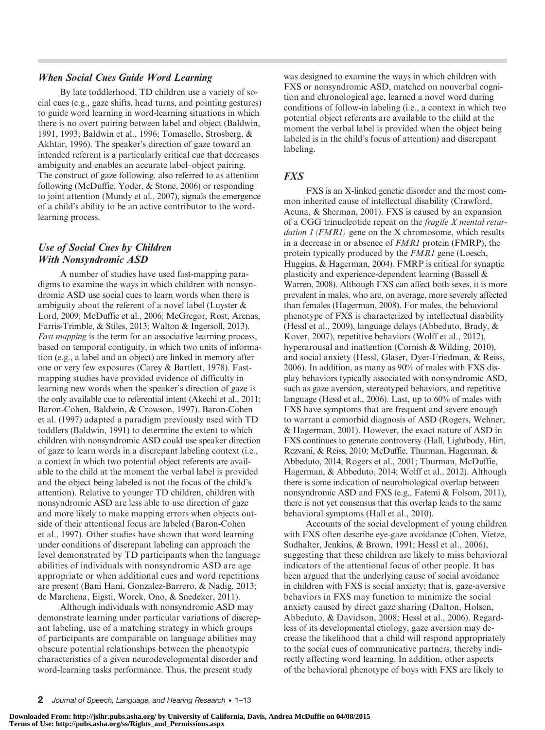### *When Social Cues Guide Word Learning*

By late toddlerhood, TD children use a variety of social cues (e.g., gaze shifts, head turns, and pointing gestures) to guide word learning in word-learning situations in which there is no overt pairing between label and object (Baldwin, 1991, 1993; Baldwin et al., 1996; Tomasello, Strosberg, & Akhtar, 1996). The speaker's direction of gaze toward an intended referent is a particularly critical cue that decreases ambiguity and enables an accurate label–object pairing. The construct of gaze following, also referred to as attention following (McDuffie, Yoder, & Stone, 2006) or responding to joint attention (Mundy et al., 2007), signals the emergence of a child's ability to be an active contributor to the word-learning process.

### *Use of Social Cues by Children With Nonsyndromic ASD*

A number of studies have used fast-mapping paradigms to examine the ways in which children with nonsyndromic ASD use social cues to learn words when there is ambiguity about the referent of a novel label (Luyster & Lord, 2009; McDuffie et al., 2006; McGregor, Rost, Arenas, Farris-Trimble, & Stiles, 2013; Walton & Ingersoll, 2013). *Fast mapping* is the term for an associative learning process, based on temporal contiguity, in which two units of information (e.g., a label and an object) are linked in memory after one or very few exposures (Carey & Bartlett, 1978). Fast-mapping studies have provided evidence of difficulty in learning new words when the speaker's direction of gaze is the only available cue to referential intent (Akechi et al., 2011; Baron-Cohen, Baldwin, & Crowson, 1997). Baron-Cohen et al. (1997) adapted a paradigm previously used with TD toddlers (Baldwin, 1991) to determine the extent to which children with nonsyndromic ASD could use speaker direction of gaze to learn words in a discrepant labeling context (i.e., a context in which two potential object referents are available to the child at the moment the verbal label is provided and the object being labeled is not the focus of the child's attention). Relative to younger TD children, children with nonsyndromic ASD are less able to use direction of gaze and more likely to make mapping errors when objects outside of their attentional focus are labeled (Baron-Cohen et al., 1997). Other studies have shown that word learning under conditions of discrepant labeling can approach the level demonstrated by TD participants when the language abilities of individuals with nonsyndromic ASD are age appropriate or when additional cues and word repetitions are present (Bani Hani, Gonzalez-Barrero, & Nadig, 2013; de Marchena, Eigsti, Worek, Ono, & Snedeker, 2011).

Although individuals with nonsyndromic ASD may demonstrate learning under particular variations of discrepant labeling, use of a matching strategy in which groups of participants are comparable on language abilities may obscure potential relationships between the phenotypic characteristics of a given neurodevelopmental disorder and word-learning tasks performance. Thus, the present study was designed to examine the ways in which children with FXS or nonsyndromic ASD, matched on nonverbal cognition and chronological age, learned a novel word during conditions of follow-in labeling (i.e., a context in which two potential object referents are available to the child at the moment the verbal label is provided when the object being labeled is in the child's focus of attention) and discrepant labeling.

### *FXS*

FXS is an X-linked genetic disorder and the most common inherited cause of intellectual disability (Crawford, Acuna, & Sherman, 2001). FXS is caused by an expansion of a CGG trinucleotide repeat on the *fragile X mental retardation 1 (FMR1)* gene on the X chromosome, which results in a decrease in or absence of *FMR1* protein (FMRP), the protein typically produced by the *FMR1* gene (Loesch, Huggins, & Hagerman, 2004). FMRP is critical for synaptic plasticity and experience-dependent learning (Bassell & Warren, 2008). Although FXS can affect both sexes, it is more prevalent in males, who are, on average, more severely affected than females (Hagerman, 2008). For males, the behavioral phenotype of FXS is characterized by intellectual disability (Hessl et al., 2009), language delays (Abbeduto, Brady, & Kover, 2007), repetitive behaviors (Wolff et al., 2012), hyperarousal and inattention (Cornish & Wilding, 2010), and social anxiety (Hessl, Glaser, Dyer-Friedman, & Reiss, 2006). In addition, as many as 90% of males with FXS display behaviors typically associated with nonsyndromic ASD, such as gaze aversion, stereotyped behaviors, and repetitive language (Hessl et al., 2006). Last, up to 60% of males with FXS have symptoms that are frequent and severe enough to warrant a comorbid diagnosis of ASD (Rogers, Wehner, & Hagerman, 2001). However, the exact nature of ASD in FXS continues to generate controversy (Hall, Lightbody, Hirt, Rezvani, & Reiss, 2010; McDuffie, Thurman, Hagerman, & Abbeduto, 2014; Rogers et al., 2001; Thurman, McDuffie, Hagerman, & Abbeduto, 2014; Wolff et al., 2012). Although there is some indication of neurobiological overlap between nonsyndromic ASD and FXS (e.g., Fatemi & Folsom, 2011), there is not yet consensus that this overlap leads to the same behavioral symptoms (Hall et al., 2010).

Accounts of the social development of young children with FXS often describe eye-gaze avoidance (Cohen, Vietze, Sudhalter, Jenkins, & Brown, 1991; Hessl et al., 2006), suggesting that these children are likely to miss behavioral indicators of the attentional focus of other people. It has been argued that the underlying cause of social avoidance in children with FXS is social anxiety; that is, gaze-aversive behaviors in FXS may function to minimize the social anxiety caused by direct gaze sharing (Dalton, Holsen, Abbeduto, & Davidson, 2008; Hessl et al., 2006). Regardless of its developmental etiology, gaze aversion may decrease the likelihood that a child will respond appropriately to the social cues of communicative partners, thereby indirectly affecting word learning. In addition, other aspects of the behavioral phenotype of boys with FXS are likely to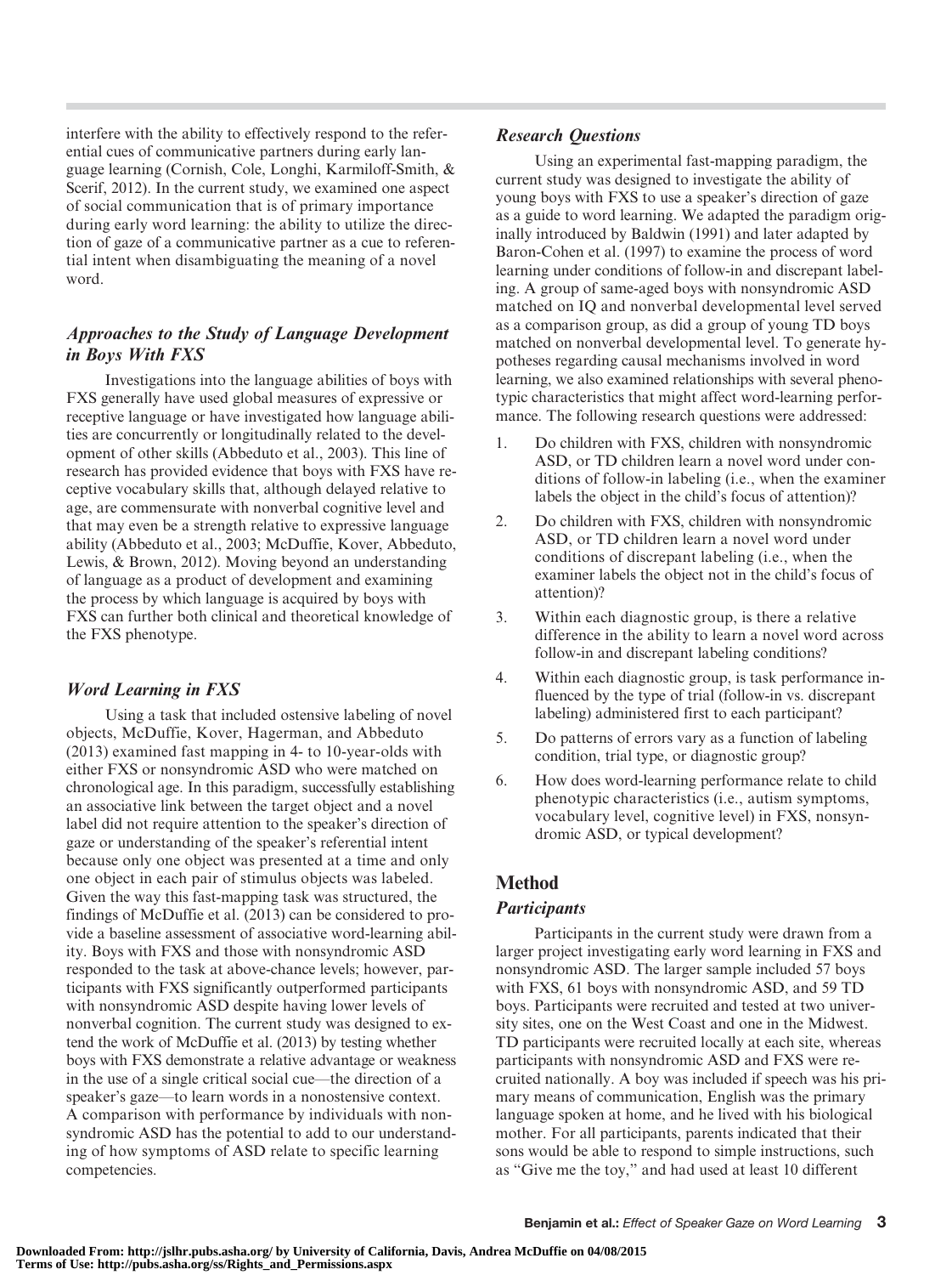interfere with the ability to effectively respond to the referential cues of communicative partners during early language learning (Cornish, Cole, Longhi, Karmiloff-Smith, & Scerif, 2012). In the current study, we examined one aspect of social communication that is of primary importance during early word learning: the ability to utilize the direction of gaze of a communicative partner as a cue to referential intent when disambiguating the meaning of a novel word.

### Approaches to the Study of Language Development in Boys With FXS

Investigations into the language abilities of boys with FXS generally have used global measures of expressive or receptive language or have investigated how language abilities are concurrently or longitudinally related to the development of other skills (Abbeduto et al., 2003). This line of research has provided evidence that boys with FXS have receptive vocabulary skills that, although delayed relative to age, are commensurate with nonverbal cognitive level and that may even be a strength relative to expressive language ability (Abbeduto et al., 2003; McDuffie, Kover, Abbeduto, Lewis, & Brown, 2012). Moving beyond an understanding of language as a product of development and examining the process by which language is acquired by boys with FXS can further both clinical and theoretical knowledge of the FXS phenotype.

### Word Learning in FXS

Using a task that included ostensive labeling of novel objects, McDuffie, Kover, Hagerman, and Abbeduto (2013) examined fast mapping in 4- to 10-year-olds with either FXS or nonsyndromic ASD who were matched on chronological age. In this paradigm, successfully establishing an associative link between the target object and a novel label did not require attention to the speaker's direction of gaze or understanding of the speaker's referential intent because only one object was presented at a time and only one object in each pair of stimulus objects was labeled. Given the way this fast-mapping task was structured, the findings of McDuffie et al. (2013) can be considered to provide a baseline assessment of associative word-learning ability. Boys with FXS and those with nonsyndromic ASD responded to the task at above-chance levels; however, participants with FXS significantly outperformed participants with nonsyndromic ASD despite having lower levels of nonverbal cognition. The current study was designed to extend the work of McDuffie et al. (2013) by testing whether boys with FXS demonstrate a relative advantage or weakness in the use of a single critical social cue—the direction of a speaker's gaze—to learn words in a nonostensive context. A comparison with performance by individuals with nonsyndromic ASD has the potential to add to our understanding of how symptoms of ASD relate to specific learning competencies.

### Research Questions

Using an experimental fast-mapping paradigm, the current study was designed to investigate the ability of young boys with FXS to use a speaker's direction of gaze as a guide to word learning. We adapted the paradigm originally introduced by Baldwin (1991) and later adapted by Baron-Cohen et al. (1997) to examine the process of word learning under conditions of follow-in and discrepant labeling. A group of same-aged boys with nonsyndromic ASD matched on IQ and nonverbal developmental level served as a comparison group, as did a group of young TD boys matched on nonverbal developmental level. To generate hypotheses regarding causal mechanisms involved in word learning, we also examined relationships with several phenotypic characteristics that might affect word-learning performance. The following research questions were addressed:

1. Do children with FXS, children with nonsyndromic ASD, or TD children learn a novel word under conditions of follow-in labeling (i.e., when the examiner labels the object in the child's focus of attention)?
2. Do children with FXS, children with nonsyndromic ASD, or TD children learn a novel word under conditions of discrepant labeling (i.e., when the examiner labels the object not in the child's focus of attention)?
3. Within each diagnostic group, is there a relative difference in the ability to learn a novel word across follow-in and discrepant labeling conditions?
4. Within each diagnostic group, is task performance influenced by the type of trial (follow-in vs. discrepant labeling) administered first to each participant?
5. Do patterns of errors vary as a function of labeling condition, trial type, or diagnostic group?
6. How does word-learning performance relate to child phenotypic characteristics (i.e., autism symptoms, vocabulary level, cognitive level) in FXS, nonsyndromic ASD, or typical development?

## Method

### Participants

Participants in the current study were drawn from a larger project investigating early word learning in FXS and nonsyndromic ASD. The larger sample included 57 boys with FXS, 61 boys with nonsyndromic ASD, and 59 TD boys. Participants were recruited and tested at two university sites, one on the West Coast and one in the Midwest. TD participants were recruited locally at each site, whereas participants with nonsyndromic ASD and FXS were recruited nationally. A boy was included if speech was his primary means of communication, English was the primary language spoken at home, and he lived with his biological mother. For all participants, parents indicated that their sons would be able to respond to simple instructions, such as "Give me the toy," and had used at least 10 different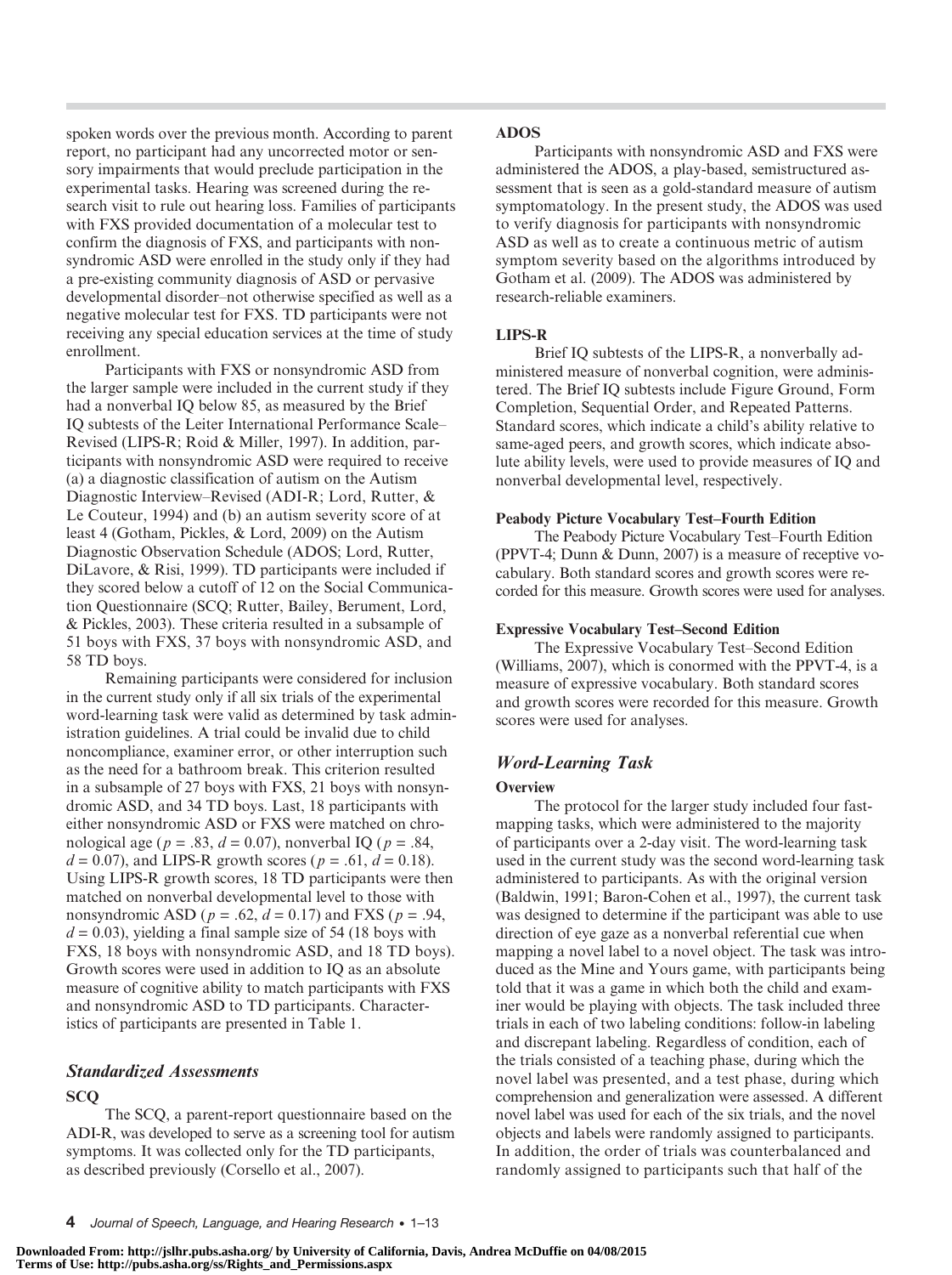spoken words over the previous month. According to parent report, no participant had any uncorrected motor or sensory impairments that would preclude participation in the experimental tasks. Hearing was screened during the research visit to rule out hearing loss. Families of participants with FXS provided documentation of a molecular test to confirm the diagnosis of FXS, and participants with nonsyndromic ASD were enrolled in the study only if they had a pre-existing community diagnosis of ASD or pervasive developmental disorder–not otherwise specified as well as a negative molecular test for FXS. TD participants were not receiving any special education services at the time of study enrollment.

Participants with FXS or nonsyndromic ASD from the larger sample were included in the current study if they had a nonverbal IQ below 85, as measured by the Brief IQ subtests of the Leiter International Performance Scale–Revised (LIPS-R; Roid & Miller, 1997). In addition, participants with nonsyndromic ASD were required to receive (a) a diagnostic classification of autism on the Autism Diagnostic Interview–Revised (ADI-R; Lord, Rutter, & Le Couteur, 1994) and (b) an autism severity score of at least 4 (Gotham, Pickles, & Lord, 2009) on the Autism Diagnostic Observation Schedule (ADOS; Lord, Rutter, DiLavore, & Risi, 1999). TD participants were included if they scored below a cutoff of 12 on the Social Communication Questionnaire (SCQ; Rutter, Bailey, Berument, Lord, & Pickles, 2003). These criteria resulted in a subsample of 51 boys with FXS, 37 boys with nonsyndromic ASD, and 58 TD boys.

Remaining participants were considered for inclusion in the current study only if all six trials of the experimental word-learning task were valid as determined by task administration guidelines. A trial could be invalid due to child noncompliance, examiner error, or other interruption such as the need for a bathroom break. This criterion resulted in a subsample of 27 boys with FXS, 21 boys with nonsyndromic ASD, and 34 TD boys. Last, 18 participants with either nonsyndromic ASD or FXS were matched on chronological age ($p$ = .83, $d$ = 0.07), nonverbal IQ ($p$ = .84, $d$ = 0.07), and LIPS-R growth scores ($p$ = .61, $d$ = 0.18). Using LIPS-R growth scores, 18 TD participants were then matched on nonverbal developmental level to those with nonsyndromic ASD ($p$ = .62, $d$ = 0.17) and FXS ($p$ = .94, $d$ = 0.03), yielding a final sample size of 54 (18 boys with FXS, 18 boys with nonsyndromic ASD, and 18 TD boys). Growth scores were used in addition to IQ as an absolute measure of cognitive ability to match participants with FXS and nonsyndromic ASD to TD participants. Characteristics of participants are presented in Table 1.

## *Standardized Assessments*

### SCQ

The SCQ, a parent-report questionnaire based on the ADI-R, was developed to serve as a screening tool for autism symptoms. It was collected only for the TD participants, as described previously (Corsello et al., 2007).

### ADOS

Participants with nonsyndromic ASD and FXS were administered the ADOS, a play-based, semistructured assessment that is seen as a gold-standard measure of autism symptomatology. In the present study, the ADOS was used to verify diagnosis for participants with nonsyndromic ASD as well as to create a continuous metric of autism symptom severity based on the algorithms introduced by Gotham et al. (2009). The ADOS was administered by research-reliable examiners.

### LIPS-R

Brief IQ subtests of the LIPS-R, a nonverbally administered measure of nonverbal cognition, were administered. The Brief IQ subtests include Figure Ground, Form Completion, Sequential Order, and Repeated Patterns. Standard scores, which indicate a child's ability relative to same-aged peers, and growth scores, which indicate absolute ability levels, were used to provide measures of IQ and nonverbal developmental level, respectively.

#### Peabody Picture Vocabulary Test–Fourth Edition

The Peabody Picture Vocabulary Test–Fourth Edition (PPVT-4; Dunn & Dunn, 2007) is a measure of receptive vocabulary. Both standard scores and growth scores were recorded for this measure. Growth scores were used for analyses.

#### Expressive Vocabulary Test–Second Edition

The Expressive Vocabulary Test–Second Edition (Williams, 2007), which is conormed with the PPVT-4, is a measure of expressive vocabulary. Both standard scores and growth scores were recorded for this measure. Growth scores were used for analyses.

## *Word-Learning Task*

### Overview

The protocol for the larger study included four fast-mapping tasks, which were administered to the majority of participants over a 2-day visit. The word-learning task used in the current study was the second word-learning task administered to participants. As with the original version (Baldwin, 1991; Baron-Cohen et al., 1997), the current task was designed to determine if the participant was able to use direction of eye gaze as a nonverbal referential cue when mapping a novel label to a novel object. The task was introduced as the Mine and Yours game, with participants being told that it was a game in which both the child and examiner would be playing with objects. The task included three trials in each of two labeling conditions: follow-in labeling and discrepant labeling. Regardless of condition, each of the trials consisted of a teaching phase, during which the novel label was presented, and a test phase, during which comprehension and generalization were assessed. A different novel label was used for each of the six trials, and the novel objects and labels were randomly assigned to participants. In addition, the order of trials was counterbalanced and randomly assigned to participants such that half of the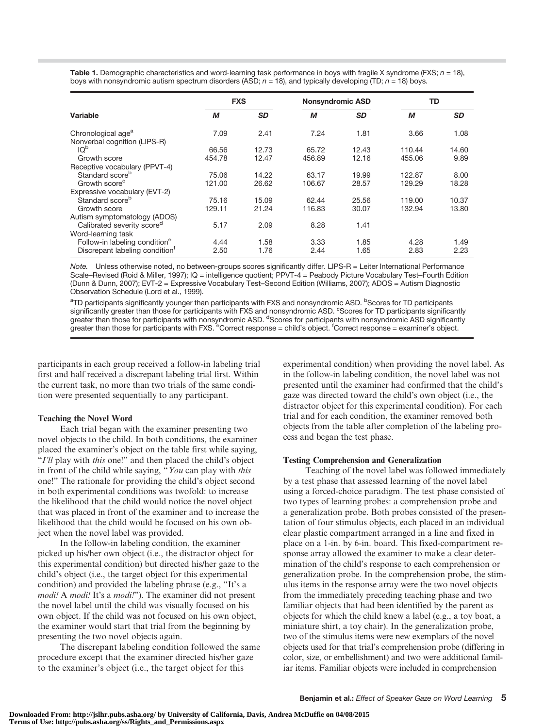**Table 1.** Demographic characteristics and word-learning task performance in boys with fragile X syndrome (FXS; *n* = 18), boys with nonsyndromic autism spectrum disorders (ASD; *n* = 18), and typically developing (TD; *n* = 18) boys.

| Variable | FXS | | Nonsyndromic ASD | | TD | |
|---|---|---|---|---|---|---|
| | *M* | *SD* | *M* | *SD* | *M* | *SD* |
| Chronological age[a] | 7.09 | 2.41 | 7.24 | 1.81 | 3.66 | 1.08 |
| Nonverbal cognition (LIPS-R) | | | | | | |
| IQ[b] | 66.56 | 12.73 | 65.72 | 12.43 | 110.44 | 14.60 |
| Growth score | 454.78 | 12.47 | 456.89 | 12.16 | 455.06 | 9.89 |
| Receptive vocabulary (PPVT-4) | | | | | | |
| Standard score[b] | 75.06 | 14.22 | 63.17 | 19.99 | 122.87 | 8.00 |
| Growth score[c] | 121.00 | 26.62 | 106.67 | 28.57 | 129.29 | 18.28 |
| Expressive vocabulary (EVT-2) | | | | | | |
| Standard score[b] | 75.16 | 15.09 | 62.44 | 25.56 | 119.00 | 10.37 |
| Growth score | 129.11 | 21.24 | 116.83 | 30.07 | 132.94 | 13.80 |
| Autism symptomatology (ADOS) | | | | | | |
| Calibrated severity score[d] | 5.17 | 2.09 | 8.28 | 1.41 | | |
| Word-learning task | | | | | | |
| Follow-in labeling condition[e] | 4.44 | 1.58 | 3.33 | 1.85 | 4.28 | 1.49 |
| Discrepant labeling condition[f] | 2.50 | 1.76 | 2.44 | 1.65 | 2.83 | 2.23 |

*Note.* Unless otherwise noted, no between-groups scores significantly differ. LIPS-R = Leiter International Performance Scale–Revised (Roid & Miller, 1997); IQ = intelligence quotient; PPVT-4 = Peabody Picture Vocabulary Test–Fourth Edition (Dunn & Dunn, 2007); EVT-2 = Expressive Vocabulary Test–Second Edition (Williams, 2007); ADOS = Autism Diagnostic Observation Schedule (Lord et al., 1999).

[a]TD participants significantly younger than participants with FXS and nonsyndromic ASD. [b]Scores for TD participants significantly greater than those for participants with FXS and nonsyndromic ASD. [c]Scores for TD participants significantly greater than those for participants with nonsyndromic ASD. [d]Scores for participants with nonsyndromic ASD significantly greater than those for participants with FXS. [e]Correct response = child's object. [f]Correct response = examiner's object.

participants in each group received a follow-in labeling trial first and half received a discrepant labeling trial first. Within the current task, no more than two trials of the same condition were presented sequentially to any participant.

### Teaching the Novel Word

Each trial began with the examiner presenting two novel objects to the child. In both conditions, the examiner placed the examiner's object on the table first while saying, "*I'll* play with *this* one!" and then placed the child's object in front of the child while saying, "*You* can play with *this* one!" The rationale for providing the child's object second in both experimental conditions was twofold: to increase the likelihood that the child would notice the novel object that was placed in front of the examiner and to increase the likelihood that the child would be focused on his own object when the novel label was provided.

In the follow-in labeling condition, the examiner picked up his/her own object (i.e., the distractor object for this experimental condition) but directed his/her gaze to the child's object (i.e., the target object for this experimental condition) and provided the labeling phrase (e.g., "It's a *modi!* A *modi!* It's a *modi!*"). The examiner did not present the novel label until the child was visually focused on his own object. If the child was not focused on his own object, the examiner would start that trial from the beginning by presenting the two novel objects again.

The discrepant labeling condition followed the same procedure except that the examiner directed his/her gaze to the examiner's object (i.e., the target object for this experimental condition) when providing the novel label. As in the follow-in labeling condition, the novel label was not presented until the examiner had confirmed that the child's gaze was directed toward the child's own object (i.e., the distractor object for this experimental condition). For each trial and for each condition, the examiner removed both objects from the table after completion of the labeling process and began the test phase.

### Testing Comprehension and Generalization

Teaching of the novel label was followed immediately by a test phase that assessed learning of the novel label using a forced-choice paradigm. The test phase consisted of two types of learning probes: a comprehension probe and a generalization probe. Both probes consisted of the presentation of four stimulus objects, each placed in an individual clear plastic compartment arranged in a line and fixed in place on a 1-in. by 6-in. board. This fixed-compartment response array allowed the examiner to make a clear determination of the child's response to each comprehension or generalization probe. In the comprehension probe, the stimulus items in the response array were the two novel objects from the immediately preceding teaching phase and two familiar objects that had been identified by the parent as objects for which the child knew a label (e.g., a toy boat, a miniature shirt, a toy chair). In the generalization probe, two of the stimulus items were new exemplars of the novel objects used for that trial's comprehension probe (differing in color, size, or embellishment) and two were additional familiar items. Familiar objects were included in comprehension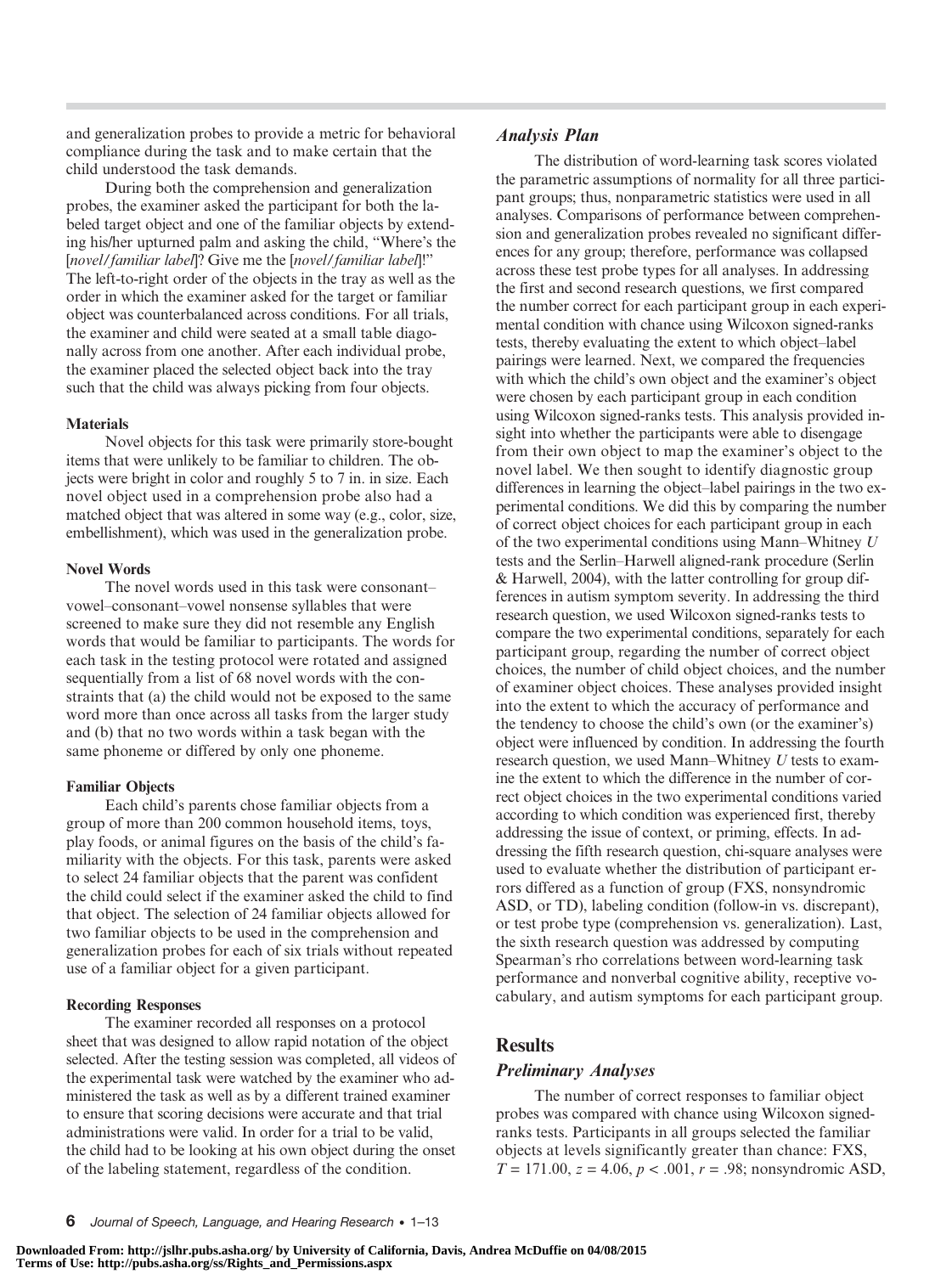and generalization probes to provide a metric for behavioral compliance during the task and to make certain that the child understood the task demands.

During both the comprehension and generalization probes, the examiner asked the participant for both the labeled target object and one of the familiar objects by extending his/her upturned palm and asking the child, "Where's the [*novel/familiar label*]? Give me the [*novel/familiar label*]!" The left-to-right order of the objects in the tray as well as the order in which the examiner asked for the target or familiar object was counterbalanced across conditions. For all trials, the examiner and child were seated at a small table diagonally across from one another. After each individual probe, the examiner placed the selected object back into the tray such that the child was always picking from four objects.

#### Materials

Novel objects for this task were primarily store-bought items that were unlikely to be familiar to children. The objects were bright in color and roughly 5 to 7 in. in size. Each novel object used in a comprehension probe also had a matched object that was altered in some way (e.g., color, size, embellishment), which was used in the generalization probe.

#### Novel Words

The novel words used in this task were consonant–vowel–consonant–vowel nonsense syllables that were screened to make sure they did not resemble any English words that would be familiar to participants. The words for each task in the testing protocol were rotated and assigned sequentially from a list of 68 novel words with the constraints that (a) the child would not be exposed to the same word more than once across all tasks from the larger study and (b) that no two words within a task began with the same phoneme or differed by only one phoneme.

#### Familiar Objects

Each child's parents chose familiar objects from a group of more than 200 common household items, toys, play foods, or animal figures on the basis of the child's familiarity with the objects. For this task, parents were asked to select 24 familiar objects that the parent was confident the child could select if the examiner asked the child to find that object. The selection of 24 familiar objects allowed for two familiar objects to be used in the comprehension and generalization probes for each of six trials without repeated use of a familiar object for a given participant.

#### Recording Responses

The examiner recorded all responses on a protocol sheet that was designed to allow rapid notation of the object selected. After the testing session was completed, all videos of the experimental task were watched by the examiner who administered the task as well as by a different trained examiner to ensure that scoring decisions were accurate and that trial administrations were valid. In order for a trial to be valid, the child had to be looking at his own object during the onset of the labeling statement, regardless of the condition.

### Analysis Plan

The distribution of word-learning task scores violated the parametric assumptions of normality for all three participant groups; thus, nonparametric statistics were used in all analyses. Comparisons of performance between comprehension and generalization probes revealed no significant differences for any group; therefore, performance was collapsed across these test probe types for all analyses. In addressing the first and second research questions, we first compared the number correct for each participant group in each experimental condition with chance using Wilcoxon signed-ranks tests, thereby evaluating the extent to which object–label pairings were learned. Next, we compared the frequencies with which the child's own object and the examiner's object were chosen by each participant group in each condition using Wilcoxon signed-ranks tests. This analysis provided insight into whether the participants were able to disengage from their own object to map the examiner's object to the novel label. We then sought to identify diagnostic group differences in learning the object–label pairings in the two experimental conditions. We did this by comparing the number of correct object choices for each participant group in each of the two experimental conditions using Mann–Whitney $U$ tests and the Serlin–Harwell aligned-rank procedure (Serlin & Harwell, 2004), with the latter controlling for group differences in autism symptom severity. In addressing the third research question, we used Wilcoxon signed-ranks tests to compare the two experimental conditions, separately for each participant group, regarding the number of correct object choices, the number of child object choices, and the number of examiner object choices. These analyses provided insight into the extent to which the accuracy of performance and the tendency to choose the child's own (or the examiner's) object were influenced by condition. In addressing the fourth research question, we used Mann–Whitney $U$ tests to examine the extent to which the difference in the number of correct object choices in the two experimental conditions varied according to which condition was experienced first, thereby addressing the issue of context, or priming, effects. In addressing the fifth research question, chi-square analyses were used to evaluate whether the distribution of participant errors differed as a function of group (FXS, nonsyndromic ASD, or TD), labeling condition (follow-in vs. discrepant), or test probe type (comprehension vs. generalization). Last, the sixth research question was addressed by computing Spearman's rho correlations between word-learning task performance and nonverbal cognitive ability, receptive vocabulary, and autism symptoms for each participant group.

## Results

### Preliminary Analyses

The number of correct responses to familiar object probes was compared with chance using Wilcoxon signed-ranks tests. Participants in all groups selected the familiar objects at levels significantly greater than chance: FXS, $T = 171.00$, $z = 4.06$, $p < .001$, $r = .98$; nonsyndromic ASD,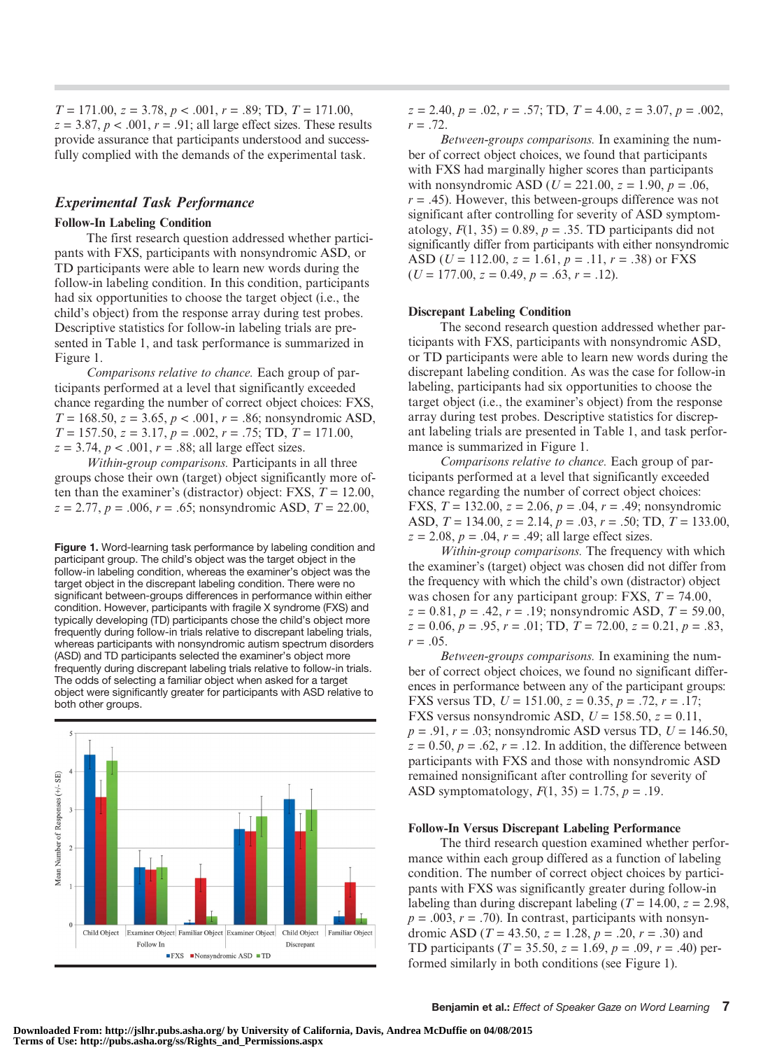$T$ = 171.00, $z$ = 3.78, $p$ < .001, $r$ = .89; TD, $T$ = 171.00, $z$ = 3.87, $p$ < .001, $r$ = .91; all large effect sizes. These results provide assurance that participants understood and successfully complied with the demands of the experimental task.

## Experimental Task Performance

### Follow-In Labeling Condition

The first research question addressed whether participants with FXS, participants with nonsyndromic ASD, or TD participants were able to learn new words during the follow-in labeling condition. In this condition, participants had six opportunities to choose the target object (i.e., the child's object) from the response array during test probes. Descriptive statistics for follow-in labeling trials are presented in Table 1, and task performance is summarized in Figure 1.

*Comparisons relative to chance.* Each group of participants performed at a level that significantly exceeded chance regarding the number of correct object choices: FXS, $T$ = 165.50, $z$ = 3.65, $p$ < .001, $r$ = .86; nonsyndromic ASD, $T$ = 157.50, $z$ = 3.17, $p$ = .002, $r$ = .75; TD, $T$ = 171.00, $z$ = 3.74, $p$ < .001, $r$ = .88; all large effect sizes.

*Within-group comparisons.* Participants in all three groups chose their own (target) object significantly more often than the examiner's (distractor) object: FXS, $T$ = 12.00, $z$ = 2.77, $p$ = .006, $r$ = .65; nonsyndromic ASD, $T$ = 22.00, $z$ = 2.40, $p$ = .02, $r$ = .57; TD, $T$ = 4.00, $z$ = 3.07, $p$ = .002, $r$ = .72.

**Figure 1.** Word-learning task performance by labeling condition and participant group. The child's object was the target object in the follow-in labeling condition, whereas the examiner's object was the target object in the discrepant labeling condition. There were no significant between-groups differences in performance within either condition. However, participants with fragile X syndrome (FXS) and typically developing (TD) participants chose the child's object more frequently during follow-in trials relative to discrepant labeling trials, whereas participants with nonsyndromic autism spectrum disorders (ASD) and TD participants selected the examiner's object more frequently during discrepant labeling trials relative to follow-in trials. The odds of selecting a familiar object when asked for a target object were significantly greater for participants with ASD relative to both other groups.

*Between-groups comparisons.* In examining the number of correct object choices, we found that participants with FXS had marginally higher scores than participants with nonsyndromic ASD ($U$ = 221.00, $z$ = 1.90, $p$ = .06, $r$ = .45). However, this between-groups difference was not significant after controlling for severity of ASD symptomatology, $F$(1, 35) = 0.89, $p$ = .35. TD participants did not significantly differ from participants with either nonsyndromic ASD ($U$ = 112.00, $z$ = 1.61, $p$ = .11, $r$ = .38) or FXS ($U$ = 177.00, $z$ = 0.49, $p$ = .63, $r$ = .12).

### Discrepant Labeling Condition

The second research question addressed whether participants with FXS, participants with nonsyndromic ASD, or TD participants were able to learn new words during the discrepant labeling condition. As was the case for follow-in labeling, participants had six opportunities to choose the target object (i.e., the examiner's object) from the response array during test probes. Descriptive statistics for discrepant labeling trials are presented in Table 1, and task performance is summarized in Figure 1.

*Comparisons relative to chance.* Each group of participants performed at a level that significantly exceeded chance regarding the number of correct object choices: FXS, $T$ = 132.00, $z$ = 2.06, $p$ = .04, $r$ = .49; nonsyndromic ASD, $T$ = 134.00, $z$ = 2.14, $p$ = .03, $r$ = .50; TD, $T$ = 133.00, $z$ = 2.08, $p$ = .04, $r$ = .49; all large effect sizes.

*Within-group comparisons.* The frequency with which the examiner's (target) object was chosen did not differ from the frequency with which the child's own (distractor) object was chosen for any participant group: FXS, $T$ = 74.00, $z$ = 0.81, $p$ = .42, $r$ = .19; nonsyndromic ASD, $T$ = 59.00, $z$ = 0.06, $p$ = .95, $r$ = .01; TD, $T$ = 72.00, $z$ = 0.21, $p$ = .83, $r$ = .05.

*Between-groups comparisons.* In examining the number of correct object choices, we found no significant differences in performance between any of the participant groups: FXS versus TD, $U$ = 151.00, $z$ = 0.35, $p$ = .72, $r$ = .17; FXS versus nonsyndromic ASD, $U$ = 158.50, $z$ = 0.11, $p$ = .91, $r$ = .03; nonsyndromic ASD versus TD, $U$ = 146.50, $z$ = 0.50, $p$ = .62, $r$ = .12. In addition, the difference between participants with FXS and those with nonsyndromic ASD remained nonsignificant after controlling for severity of ASD symptomatology, $F$(1, 35) = 1.75, $p$ = .19.

### Follow-In Versus Discrepant Labeling Performance

The third research question examined whether performance within each group differed as a function of labeling condition. The number of correct object choices by participants with FXS was significantly greater during follow-in labeling than during discrepant labeling ($T$ = 14.00, $z$ = 2.98, $p$ = .003, $r$ = .70). In contrast, participants with nonsyndromic ASD ($T$ = 43.50, $z$ = 1.28, $p$ = .20, $r$ = .30) and TD participants ($T$ = 35.50, $z$ = 1.69, $p$ = .09, $r$ = .40) performed similarly in both conditions (see Figure 1).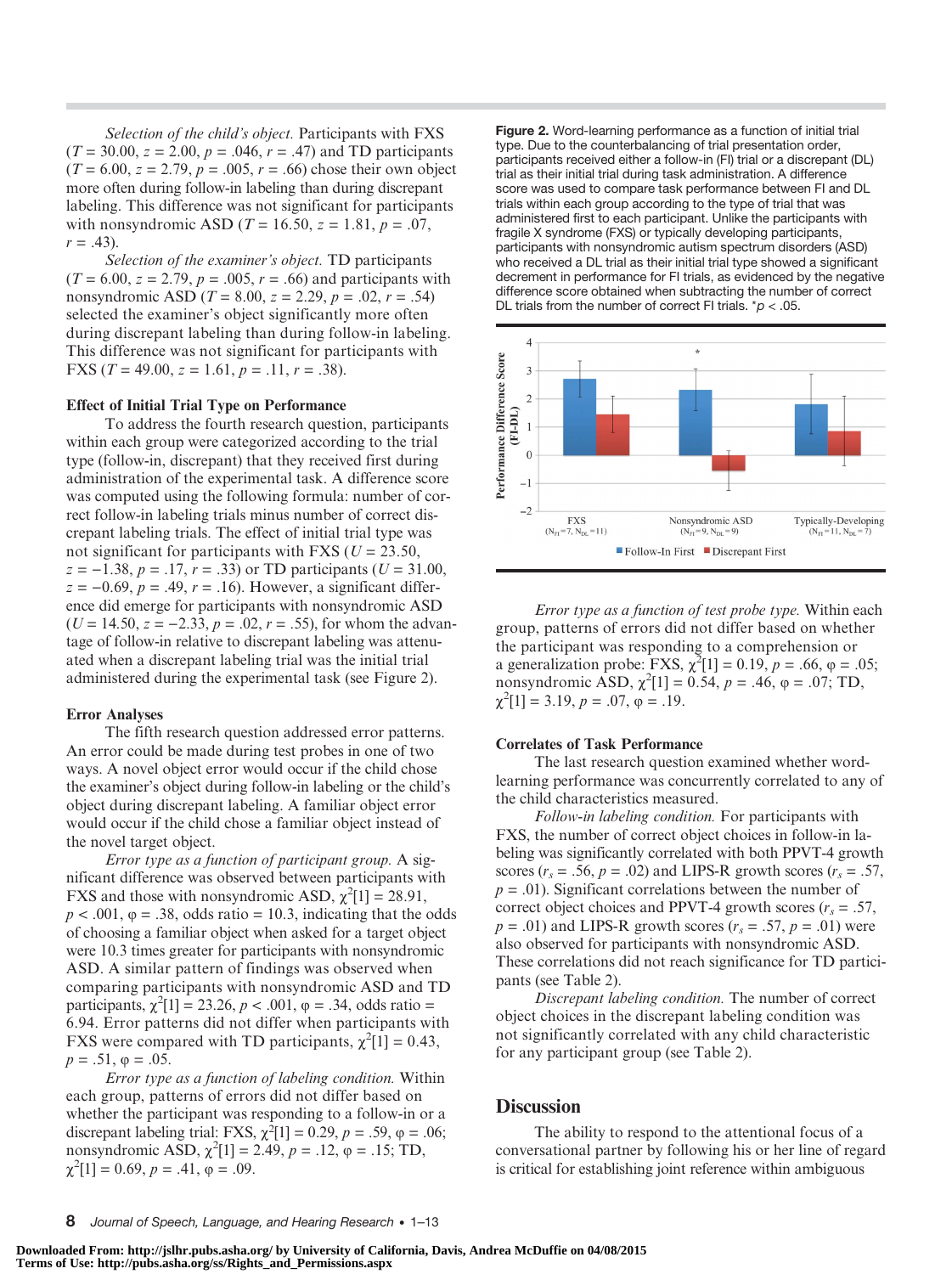*Selection of the child's object.* Participants with FXS ($T = 30.00$, $z = 2.00$, $p = .046$, $r = .47$) and TD participants ($T = 6.00$, $z = 2.79$, $p = .005$, $r = .66$) chose their own object more often during follow-in labeling than during discrepant labeling. This difference was not significant for participants with nonsyndromic ASD ($T = 16.50$, $z = 1.81$, $p = .07$, $r = .43$).

*Selection of the examiner's object.* TD participants ($T = 6.00$, $z = 2.79$, $p = .005$, $r = .66$) and participants with nonsyndromic ASD ($T = 8.00$, $z = 2.29$, $p = .02$, $r = .54$) selected the examiner's object significantly more often during discrepant labeling than during follow-in labeling. This difference was not significant for participants with FXS ($T = 49.00$, $z = 1.61$, $p = .11$, $r = .38$).

### Effect of Initial Trial Type on Performance

To address the fourth research question, participants within each group were categorized according to the trial type (follow-in, discrepant) that they received first during administration of the experimental task. A difference score was computed using the following formula: number of correct follow-in labeling trials minus number of correct discrepant labeling trials. The effect of initial trial type was not significant for participants with FXS ($U = 23.50$, $z = -1.38$, $p = .17$, $r = .33$) or TD participants ($U = 31.00$, $z = -0.69$, $p = .49$, $r = .16$). However, a significant difference did emerge for participants with nonsyndromic ASD ($U = 14.50$, $z = -2.33$, $p = .02$, $r = .55$), for whom the advantage of follow-in relative to discrepant labeling was attenuated when a discrepant labeling trial was the initial trial administered during the experimental task (see Figure 2).

### Error Analyses

The fifth research question addressed error patterns. An error could be made during test probes in one of two ways. A novel object error would occur if the child chose the examiner's object during follow-in labeling or the child's object during discrepant labeling. A familiar object error would occur if the child chose a familiar object instead of the novel target object.

*Error type as a function of participant group.* A significant difference was observed between participants with FXS and those with nonsyndromic ASD, $\chi^2[1] = 28.91$, $p < .001$, $\varphi = .38$, odds ratio = 10.3, indicating that the odds of choosing a familiar object when asked for a target object were 10.3 times greater for participants with nonsyndromic ASD. A similar pattern of findings was observed when comparing participants with nonsyndromic ASD and TD participants, $\chi^2[1] = 23.26$, $p < .001$, $\varphi = .34$, odds ratio = 6.94. Error patterns did not differ when participants with FXS were compared with TD participants, $\chi^2[1] = 0.43$, $p = .51$, $\varphi = .05$.

*Error type as a function of labeling condition.* Within each group, patterns of errors did not differ based on whether the participant was responding to a follow-in or a discrepant labeling trial: FXS, $\chi^2[1] = 0.29$, $p = .59$, $\varphi = .06$; nonsyndromic ASD, $\chi^2[1] = 2.49$, $p = .12$, $\varphi = .15$; TD, $\chi^2[1] = 0.69$, $p = .41$, $\varphi = .09$.

**Figure 2.** Word-learning performance as a function of initial trial type. Due to the counterbalancing of trial presentation order, participants received either a follow-in (FI) trial or a discrepant (DL) trial as their initial trial type during task administration. A difference score was used to compare task performance between FI and DL trials within each group according to the type of trial that was administered first to each participant. Unlike the participants with fragile X syndrome (FXS) or typically developing participants, participants with nonsyndromic autism spectrum disorders (ASD) who received a DL trial as their initial trial type showed a significant decrement in performance for FI trials, as evidenced by the negative difference score obtained when subtracting the number of correct DL trials from the number of correct FI trials. *$p < .05$.

*Error type as a function of test probe type.* Within each group, patterns of errors did not differ based on whether the participant was responding to a comprehension or a generalization probe: FXS, $\chi^2[1] = 0.19$, $p = .66$, $\varphi = .05$; nonsyndromic ASD, $\chi^2[1] = 0.54$, $p = .46$, $\varphi = .07$; TD, $\chi^2[1] = 3.19$, $p = .07$, $\varphi = .19$.

### Correlates of Task Performance

The last research question examined whether word-learning performance was concurrently correlated to any of the child characteristics measured.

*Follow-in labeling condition.* For participants with FXS, the number of correct object choices in follow-in labeling was significantly correlated with both PPVT-4 growth scores ($r_s = .56$, $p = .02$) and LIPS-R growth scores ($r_s = .57$, $p = .01$). Significant correlations between the number of correct object choices and PPVT-4 growth scores ($r_s = .57$, $p = .01$) and LIPS-R growth scores ($r_s = .57$, $p = .01$) were also observed for participants with nonsyndromic ASD. These correlations did not reach significance for TD participants (see Table 2).

*Discrepant labeling condition.* The number of correct object choices in the discrepant labeling condition was not significantly correlated with any child characteristic for any participant group (see Table 2).

## Discussion

The ability to respond to the attentional focus of a conversational partner by following his or her line of regard is critical for establishing joint reference within ambiguous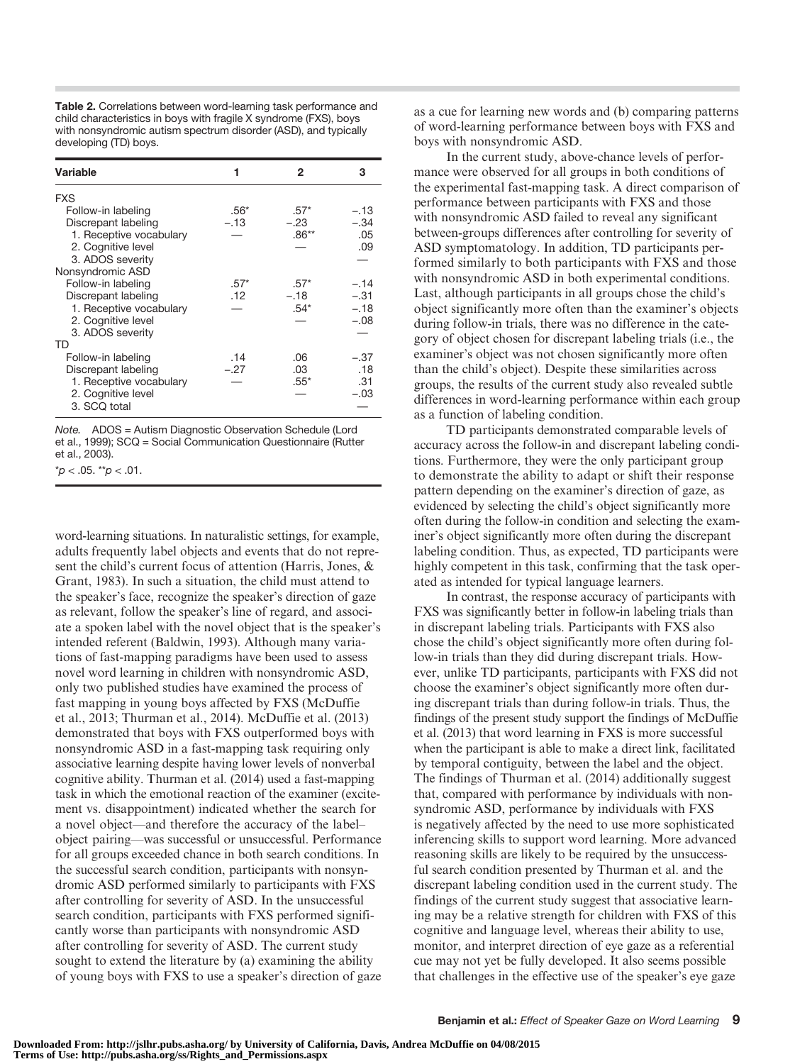**Table 2.** Correlations between word-learning task performance and child characteristics in boys with fragile X syndrome (FXS), boys with nonsyndromic autism spectrum disorder (ASD), and typically developing (TD) boys.

| Variable | 1 | 2 | 3 |
|---|---|---|---|
| FXS | | | |
| Follow-in labeling | .56* | .57* | −.13 |
| Discrepant labeling | −.13 | −.23 | −.34 |
| 1. Receptive vocabulary | — | .86** | .05 |
| 2. Cognitive level | | — | .09 |
| 3. ADOS severity | | | — |
| Nonsyndromic ASD | | | |
| Follow-in labeling | .57* | .57* | −.14 |
| Discrepant labeling | .12 | −.18 | −.31 |
| 1. Receptive vocabulary | — | .54* | −.18 |
| 2. Cognitive level | | — | −.08 |
| 3. ADOS severity | | | — |
| TD | | | |
| Follow-in labeling | .14 | .06 | −.37 |
| Discrepant labeling | −.27 | .03 | .18 |
| 1. Receptive vocabulary | — | .55* | .31 |
| 2. Cognitive level | | — | −.03 |
| 3. SCQ total | | | — |

*Note.* ADOS = Autism Diagnostic Observation Schedule (Lord et al., 1999); SCQ = Social Communication Questionnaire (Rutter et al., 2003).

*$p < .05$. **$p < .01$.

word-learning situations. In naturalistic settings, for example, adults frequently label objects and events that do not represent the child's current focus of attention (Harris, Jones, & Grant, 1983). In such a situation, the child must attend to the speaker's face, recognize the speaker's direction of gaze as relevant, follow the speaker's line of regard, and associate a spoken label with the novel object that is the speaker's intended referent (Baldwin, 1993). Although many variations of fast-mapping paradigms have been used to assess novel word learning in children with nonsyndromic ASD, only two published studies have examined the process of fast mapping in young boys affected by FXS (McDuffie et al., 2013; Thurman et al., 2014). McDuffie et al. (2013) demonstrated that boys with FXS outperformed boys with nonsyndromic ASD in a fast-mapping task requiring only associative learning despite having lower levels of nonverbal cognitive ability. Thurman et al. (2014) used a fast-mapping task in which the emotional reaction of the examiner (excitement vs. disappointment) indicated whether the search for a novel object—and therefore the accuracy of the label–object pairing—was successful or unsuccessful. Performance for all groups exceeded chance in both search conditions. In the successful search condition, participants with nonsyndromic ASD performed similarly to participants with FXS after controlling for severity of ASD. In the unsuccessful search condition, participants with FXS performed significantly worse than participants with nonsyndromic ASD after controlling for severity of ASD. The current study sought to extend the literature by (a) examining the ability of young boys with FXS to use a speaker's direction of gaze as a cue for learning new words and (b) comparing patterns of word-learning performance between boys with FXS and boys with nonsyndromic ASD.

In the current study, above-chance levels of performance were observed for all groups in both conditions of the experimental fast-mapping task. A direct comparison of performance between participants with FXS and those with nonsyndromic ASD failed to reveal any significant between-groups differences after controlling for severity of ASD symptomatology. In addition, TD participants performed similarly to both participants with FXS and those with nonsyndromic ASD in both experimental conditions. Last, although participants in all groups chose the child's object significantly more often than the examiner's objects during follow-in trials, there was no difference in the category of object chosen for discrepant labeling trials (i.e., the examiner's object was not chosen significantly more often than the child's object). Despite these similarities across groups, the results of the current study also revealed subtle differences in word-learning performance within each group as a function of labeling condition.

TD participants demonstrated comparable levels of accuracy across the follow-in and discrepant labeling conditions. Furthermore, they were the only participant group to demonstrate the ability to adapt or shift their response pattern depending on the examiner's direction of gaze, as evidenced by selecting the child's object significantly more often during the follow-in condition and selecting the examiner's object significantly more often during the discrepant labeling condition. Thus, as expected, TD participants were highly competent in this task, confirming that the task operated as intended for typical language learners.

In contrast, the response accuracy of participants with FXS was significantly better in follow-in labeling trials than in discrepant labeling trials. Participants with FXS also chose the child's object significantly more often during follow-in trials than they did during discrepant trials. However, unlike TD participants, participants with FXS did not choose the examiner's object significantly more often during discrepant trials than during follow-in trials. Thus, the findings of the present study support the findings of McDuffie et al. (2013) that word learning in FXS is more successful when the participant is able to make a direct link, facilitated by temporal contiguity, between the label and the object. The findings of Thurman et al. (2014) additionally suggest that, compared with performance by individuals with nonsyndromic ASD, performance by individuals with FXS is negatively affected by the need to use more sophisticated inferencing skills to support word learning. More advanced reasoning skills are likely to be required by the unsuccessful search condition presented by Thurman et al. and the discrepant labeling condition used in the current study. The findings of the current study suggest that associative learning may be a relative strength for children with FXS of this cognitive and language level, whereas their ability to use, monitor, and interpret direction of eye gaze as a referential cue may not yet be fully developed. It also seems possible that challenges in the effective use of the speaker's eye gaze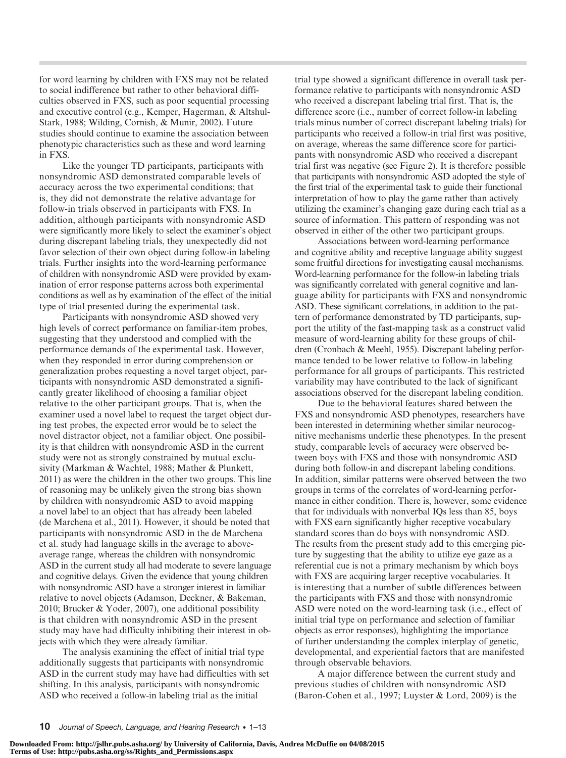for word learning by children with FXS may not be related to social indifference but rather to other behavioral difficulties observed in FXS, such as poor sequential processing and executive control (e.g., Kemper, Hagerman, & Altshul-Stark, 1988; Wilding, Cornish, & Munir, 2002). Future studies should continue to examine the association between phenotypic characteristics such as these and word learning in FXS.

Like the younger TD participants, participants with nonsyndromic ASD demonstrated comparable levels of accuracy across the two experimental conditions; that is, they did not demonstrate the relative advantage for follow-in trials observed in participants with FXS. In addition, although participants with nonsyndromic ASD were significantly more likely to select the examiner's object during discrepant labeling trials, they unexpectedly did not favor selection of their own object during follow-in labeling trials. Further insights into the word-learning performance of children with nonsyndromic ASD were provided by examination of error response patterns across both experimental conditions as well as by examination of the effect of the initial type of trial presented during the experimental task.

Participants with nonsyndromic ASD showed very high levels of correct performance on familiar-item probes, suggesting that they understood and complied with the performance demands of the experimental task. However, when they responded in error during comprehension or generalization probes requesting a novel target object, participants with nonsyndromic ASD demonstrated a significantly greater likelihood of choosing a familiar object relative to the other participant groups. That is, when the examiner used a novel label to request the target object during test probes, the expected error would be to select the novel distractor object, not a familiar object. One possibility is that children with nonsyndromic ASD in the current study were not as strongly constrained by mutual exclusivity (Markman & Wachtel, 1988; Mather & Plunkett, 2011) as were the children in the other two groups. This line of reasoning may be unlikely given the strong bias shown by children with nonsyndromic ASD to avoid mapping a novel label to an object that has already been labeled (de Marchena et al., 2011). However, it should be noted that participants with nonsyndromic ASD in the de Marchena et al. study had language skills in the average to above-average range, whereas the children with nonsyndromic ASD in the current study all had moderate to severe language and cognitive delays. Given the evidence that young children with nonsyndromic ASD have a stronger interest in familiar relative to novel objects (Adamson, Deckner, & Bakeman, 2010; Brucker & Yoder, 2007), one additional possibility is that children with nonsyndromic ASD in the present study may have had difficulty inhibiting their interest in objects with which they were already familiar.

The analysis examining the effect of initial trial type additionally suggests that participants with nonsyndromic ASD in the current study may have had difficulties with set shifting. In this analysis, participants with nonsyndromic ASD who received a follow-in labeling trial as the initial trial type showed a significant difference in overall task performance relative to participants with nonsyndromic ASD who received a discrepant labeling trial first. That is, the difference score (i.e., number of correct follow-in labeling trials minus number of correct discrepant labeling trials) for participants who received a follow-in trial first was positive, on average, whereas the same difference score for participants with nonsyndromic ASD who received a discrepant trial first was negative (see Figure 2). It is therefore possible that participants with nonsyndromic ASD adopted the style of the first trial of the experimental task to guide their functional interpretation of how to play the game rather than actively utilizing the examiner's changing gaze during each trial as a source of information. This pattern of responding was not observed in either of the other two participant groups.

Associations between word-learning performance and cognitive ability and receptive language ability suggest some fruitful directions for investigating causal mechanisms. Word-learning performance for the follow-in labeling trials was significantly correlated with general cognitive and language ability for participants with FXS and nonsyndromic ASD. These significant correlations, in addition to the pattern of performance demonstrated by TD participants, support the utility of the fast-mapping task as a construct valid measure of word-learning ability for these groups of children (Cronbach & Meehl, 1955). Discrepant labeling performance tended to be lower relative to follow-in labeling performance for all groups of participants. This restricted variability may have contributed to the lack of significant associations observed for the discrepant labeling condition.

Due to the behavioral features shared between the FXS and nonsyndromic ASD phenotypes, researchers have been interested in determining whether similar neurocognitive mechanisms underlie these phenotypes. In the present study, comparable levels of accuracy were observed between boys with FXS and those with nonsyndromic ASD during both follow-in and discrepant labeling conditions. In addition, similar patterns were observed between the two groups in terms of the correlates of word-learning performance in either condition. There is, however, some evidence that for individuals with nonverbal IQs less than 85, boys with FXS earn significantly higher receptive vocabulary standard scores than do boys with nonsyndromic ASD. The results from the present study add to this emerging picture by suggesting that the ability to utilize eye gaze as a referential cue is not a primary mechanism by which boys with FXS are acquiring larger receptive vocabularies. It is interesting that a number of subtle differences between the participants with FXS and those with nonsyndromic ASD were noted on the word-learning task (i.e., effect of initial trial type on performance and selection of familiar objects as error responses), highlighting the importance of further understanding the complex interplay of genetic, developmental, and experiential factors that are manifested through observable behaviors.

A major difference between the current study and previous studies of children with nonsyndromic ASD (Baron-Cohen et al., 1997; Luyster & Lord, 2009) is the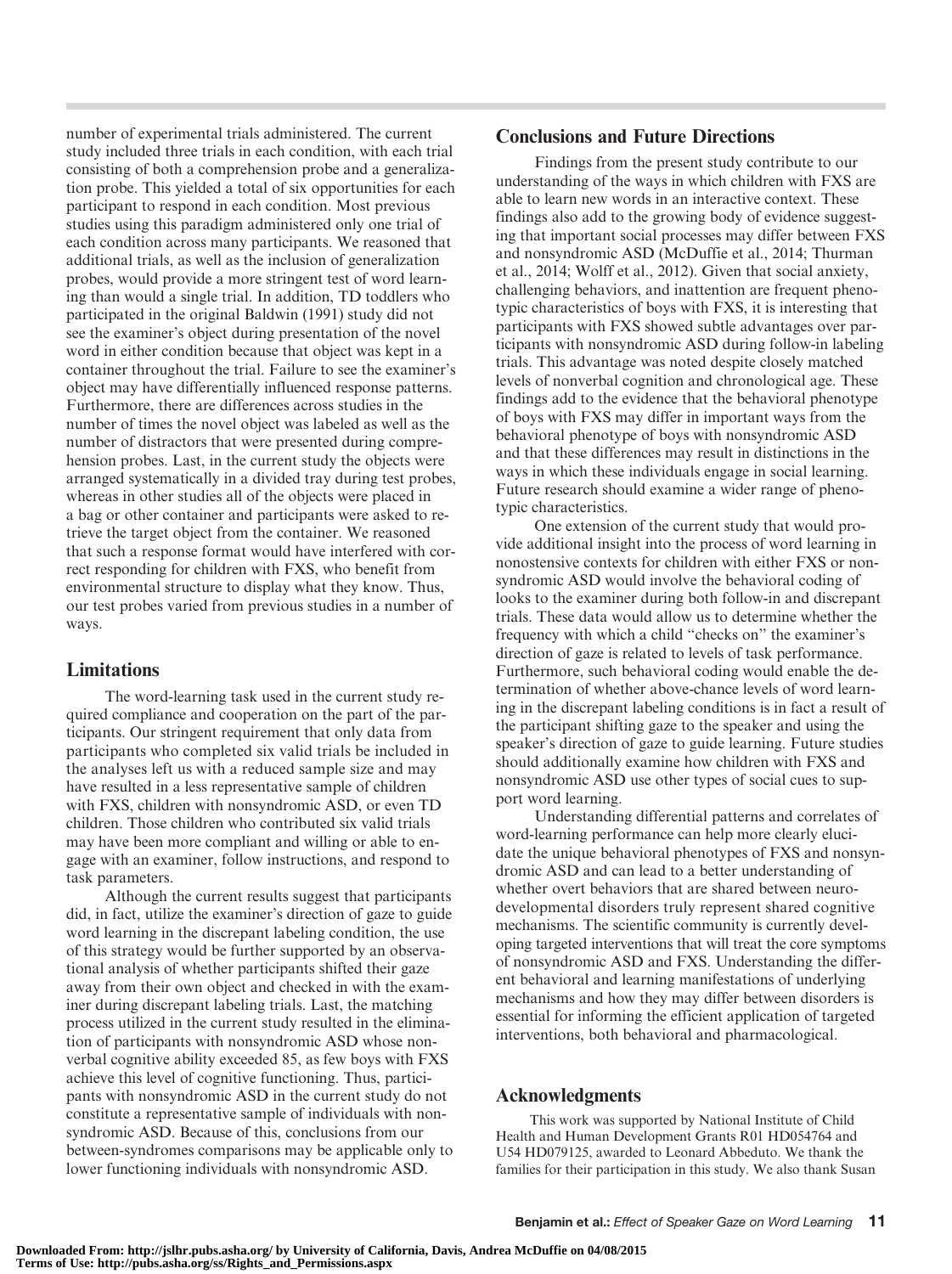number of experimental trials administered. The current study included three trials in each condition, with each trial consisting of both a comprehension probe and a generalization probe. This yielded a total of six opportunities for each participant to respond in each condition. Most previous studies using this paradigm administered only one trial of each condition across many participants. We reasoned that additional trials, as well as the inclusion of generalization probes, would provide a more stringent test of word learning than would a single trial. In addition, TD toddlers who participated in the original Baldwin (1991) study did not see the examiner's object during presentation of the novel word in either condition because that object was kept in a container throughout the trial. Failure to see the examiner's object may have differentially influenced response patterns. Furthermore, there are differences across studies in the number of times the novel object was labeled as well as the number of distractors that were presented during comprehension probes. Last, in the current study the objects were arranged systematically in a divided tray during test probes, whereas in other studies all of the objects were placed in a bag or other container and participants were asked to retrieve the target object from the container. We reasoned that such a response format would have interfered with correct responding for children with FXS, who benefit from environmental structure to display what they know. Thus, our test probes varied from previous studies in a number of ways.

## Limitations

The word-learning task used in the current study required compliance and cooperation on the part of the participants. Our stringent requirement that only data from participants who completed six valid trials be included in the analyses left us with a reduced sample size and may have resulted in a less representative sample of children with FXS, children with nonsyndromic ASD, or even TD children. Those children who contributed six valid trials may have been more compliant and willing or able to engage with an examiner, follow instructions, and respond to task parameters.

Although the current results suggest that participants did, in fact, utilize the examiner's direction of gaze to guide word learning in the discrepant labeling condition, the use of this strategy would be further supported by an observational analysis of whether participants shifted their gaze away from their own object and checked in with the examiner during discrepant labeling trials. Last, the matching process utilized in the current study resulted in the elimination of participants with nonsyndromic ASD whose nonverbal cognitive ability exceeded 85, as few boys with FXS achieve this level of cognitive functioning. Thus, participants with nonsyndromic ASD in the current study do not constitute a representative sample of individuals with nonsyndromic ASD. Because of this, conclusions from our between-syndromes comparisons may be applicable only to lower functioning individuals with nonsyndromic ASD.

## Conclusions and Future Directions

Findings from the present study contribute to our understanding of the ways in which children with FXS are able to learn new words in an interactive context. These findings also add to the growing body of evidence suggesting that important social processes may differ between FXS and nonsyndromic ASD (McDuffie et al., 2014; Thurman et al., 2014; Wolff et al., 2012). Given that social anxiety, challenging behaviors, and inattention are frequent phenotypic characteristics of boys with FXS, it is interesting that participants with FXS showed subtle advantages over participants with nonsyndromic ASD during follow-in labeling trials. This advantage was noted despite closely matched levels of nonverbal cognition and chronological age. These findings add to the evidence that the behavioral phenotype of boys with FXS may differ in important ways from the behavioral phenotype of boys with nonsyndromic ASD and that these differences may result in distinctions in the ways in which these individuals engage in social learning. Future research should examine a wider range of phenotypic characteristics.

One extension of the current study that would provide additional insight into the process of word learning in nonostensive contexts for children with either FXS or nonsyndromic ASD would involve the behavioral coding of looks to the examiner during both follow-in and discrepant trials. These data would allow us to determine whether the frequency with which a child "checks on" the examiner's direction of gaze is related to levels of task performance. Furthermore, such behavioral coding would enable the determination of whether above-chance levels of word learning in the discrepant labeling conditions is in fact a result of the participant shifting gaze to the speaker and using the speaker's direction of gaze to guide learning. Future studies should additionally examine how children with FXS and nonsyndromic ASD use other types of social cues to support word learning.

Understanding differential patterns and correlates of word-learning performance can help more clearly elucidate the unique behavioral phenotypes of FXS and nonsyndromic ASD and can lead to a better understanding of whether overt behaviors that are shared between neurodevelopmental disorders truly represent shared cognitive mechanisms. The scientific community is currently developing targeted interventions that will treat the core symptoms of nonsyndromic ASD and FXS. Understanding the different behavioral and learning manifestations of underlying mechanisms and how they may differ between disorders is essential for informing the efficient application of targeted interventions, both behavioral and pharmacological.

## Acknowledgments

This work was supported by National Institute of Child Health and Human Development Grants R01 HD054764 and U54 HD079125, awarded to Leonard Abbeduto. We thank the families for their participation in this study. We also thank Susan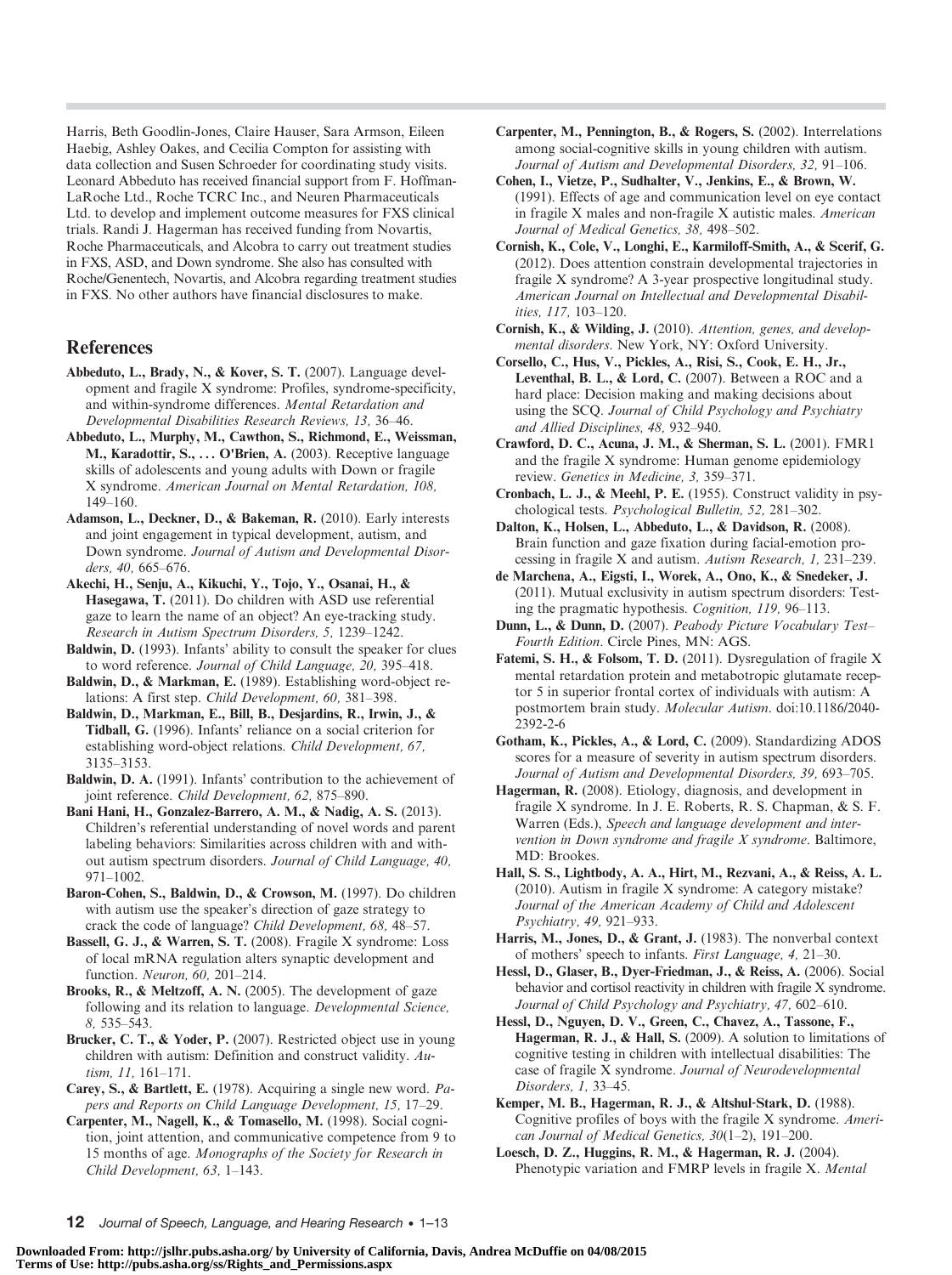Harris, Beth Goodlin-Jones, Claire Hauser, Sara Armson, Eileen Haebig, Ashley Oakes, and Cecilia Compton for assisting with data collection and Susen Schroeder for coordinating study visits. Leonard Abbeduto has received financial support from F. Hoffman-LaRoche Ltd., Roche TCRC Inc., and Neuren Pharmaceuticals Ltd. to develop and implement outcome measures for FXS clinical trials. Randi J. Hagerman has received funding from Novartis, Roche Pharmaceuticals, and Alcobra to carry out treatment studies in FXS, ASD, and Down syndrome. She also has consulted with Roche/Genentech, Novartis, and Alcobra regarding treatment studies in FXS. No other authors have financial disclosures to make.

## References

**Abbeduto, L., Brady, N., & Kover, S. T.** (2007). Language development and fragile X syndrome: Profiles, syndrome-specificity, and within-syndrome differences. *Mental Retardation and Developmental Disabilities Research Reviews, 13,* 36–46.

**Abbeduto, L., Murphy, M., Cawthon, S., Richmond, E., Weissman, M., Karadottir, S., … O'Brien, A.** (2003). Receptive language skills of adolescents and young adults with Down or fragile X syndrome. *American Journal on Mental Retardation, 108,* 149–160.

**Adamson, L., Deckner, D., & Bakeman, R.** (2010). Early interests and joint engagement in typical development, autism, and Down syndrome. *Journal of Autism and Developmental Disorders, 40,* 665–676.

**Akechi, H., Senju, A., Kikuchi, Y., Tojo, Y., Osanai, H., & Hasegawa, T.** (2011). Do children with ASD use referential gaze to learn the name of an object? An eye-tracking study. *Research in Autism Spectrum Disorders, 5,* 1239–1242.

**Baldwin, D.** (1993). Infants' ability to consult the speaker for clues to word reference. *Journal of Child Language, 20,* 395–418.

**Baldwin, D., & Markman, E.** (1989). Establishing word-object relations: A first step. *Child Development, 60,* 381–398.

**Baldwin, D., Markman, E., Bill, B., Desjardins, R., Irwin, J., & Tidball, G.** (1996). Infants' reliance on a social criterion for establishing word-object relations. *Child Development, 67,* 3135–3153.

**Baldwin, D. A.** (1991). Infants' contribution to the achievement of joint reference. *Child Development, 62,* 875–890.

**Bani Hani, H., Gonzalez-Barrero, A. M., & Nadig, A. S.** (2013). Children's referential understanding of novel words and parent labeling behaviors: Similarities across children with and without autism spectrum disorders. *Journal of Child Language, 40,* 971–1002.

**Baron-Cohen, S., Baldwin, D., & Crowson, M.** (1997). Do children with autism use the speaker's direction of gaze strategy to crack the code of language? *Child Development, 68,* 48–57.

**Bassell, G. J., & Warren, S. T.** (2008). Fragile X syndrome: Loss of local mRNA regulation alters synaptic development and function. *Neuron, 60,* 201–214.

**Brooks, R., & Meltzoff, A. N.** (2005). The development of gaze following and its relation to language. *Developmental Science, 8,* 535–543.

**Brucker, C. T., & Yoder, P.** (2007). Restricted object use in young children with autism: Definition and construct validity. *Autism, 11,* 161–171.

**Carey, S., & Bartlett, E.** (1978). Acquiring a single new word. *Papers and Reports on Child Language Development, 15,* 17–29.

**Carpenter, M., Nagell, K., & Tomasello, M.** (1998). Social cognition, joint attention, and communicative competence from 9 to 15 months of age. *Monographs of the Society for Research in Child Development, 63,* 1–143.

**Carpenter, M., Pennington, B., & Rogers, S.** (2002). Interrelations among social-cognitive skills in young children with autism. *Journal of Autism and Developmental Disorders, 32,* 91–106.

**Cohen, I., Vietze, P., Sudhalter, V., Jenkins, E., & Brown, W.** (1991). Effects of age and communication level on eye contact in fragile X males and non-fragile X autistic males. *American Journal of Medical Genetics, 38,* 498–502.

**Cornish, K., Cole, V., Longhi, E., Karmiloff-Smith, A., & Scerif, G.** (2012). Does attention constrain developmental trajectories in fragile X syndrome? A 3-year prospective longitudinal study. *American Journal on Intellectual and Developmental Disabilities, 117,* 103–120.

**Cornish, K., & Wilding, J.** (2010). *Attention, genes, and developmental disorders*. New York, NY: Oxford University.

**Corsello, C., Hus, V., Pickles, A., Risi, S., Cook, E. H., Jr., Leventhal, B. L., & Lord, C.** (2007). Between a ROC and a hard place: Decision making and making decisions about using the SCQ. *Journal of Child Psychology and Psychiatry and Allied Disciplines, 48,* 932–940.

**Crawford, D. C., Acuna, J. M., & Sherman, S. L.** (2001). FMR1 and the fragile X syndrome: Human genome epidemiology review. *Genetics in Medicine, 3,* 359–371.

**Cronbach, L. J., & Meehl, P. E.** (1955). Construct validity in psychological tests. *Psychological Bulletin, 52,* 281–302.

**Dalton, K., Holsen, L., Abbeduto, L., & Davidson, R.** (2008). Brain function and gaze fixation during facial-emotion processing in fragile X and autism. *Autism Research, 1,* 231–239.

**de Marchena, A., Eigsti, I., Worek, A., Ono, K., & Snedeker, J.** (2011). Mutual exclusivity in autism spectrum disorders: Testing the pragmatic hypothesis. *Cognition, 119,* 96–113.

**Dunn, L., & Dunn, D.** (2007). *Peabody Picture Vocabulary Test–Fourth Edition*. Circle Pines, MN: AGS.

**Fatemi, S. H., & Folsom, T. D.** (2011). Dysregulation of fragile X mental retardation protein and metabotropic glutamate receptor 5 in superior frontal cortex of individuals with autism: A postmortem brain study. *Molecular Autism*. doi:10.1186/2040-2392-2-6

**Gotham, K., Pickles, A., & Lord, C.** (2009). Standardizing ADOS scores for a measure of severity in autism spectrum disorders. *Journal of Autism and Developmental Disorders, 39,* 693–705.

**Hagerman, R.** (2008). Etiology, diagnosis, and development in fragile X syndrome. In J. E. Roberts, R. S. Chapman, & S. F. Warren (Eds.), *Speech and language development and intervention in Down syndrome and fragile X syndrome*. Baltimore, MD: Brookes.

**Hall, S. S., Lightbody, A. A., Hirt, M., Rezvani, A., & Reiss, A. L.** (2010). Autism in fragile X syndrome: A category mistake? *Journal of the American Academy of Child and Adolescent Psychiatry, 49,* 921–933.

**Harris, M., Jones, D., & Grant, J.** (1983). The nonverbal context of mothers' speech to infants. *First Language, 4,* 21–30.

**Hessl, D., Glaser, B., Dyer-Friedman, J., & Reiss, A.** (2006). Social behavior and cortisol reactivity in children with fragile X syndrome. *Journal of Child Psychology and Psychiatry, 47,* 602–610.

**Hessl, D., Nguyen, D. V., Green, C., Chavez, A., Tassone, F., Hagerman, R. J., & Hall, S.** (2009). A solution to limitations of cognitive testing in children with intellectual disabilities: The case of fragile X syndrome. *Journal of Neurodevelopmental Disorders, 1,* 33–45.

**Kemper, M. B., Hagerman, R. J., & Altshul-Stark, D.** (1988). Cognitive profiles of boys with the fragile X syndrome. *American Journal of Medical Genetics, 30*(1–2), 191–200.

**Loesch, D. Z., Huggins, R. M., & Hagerman, R. J.** (2004). Phenotypic variation and FMRP levels in fragile X. *Mental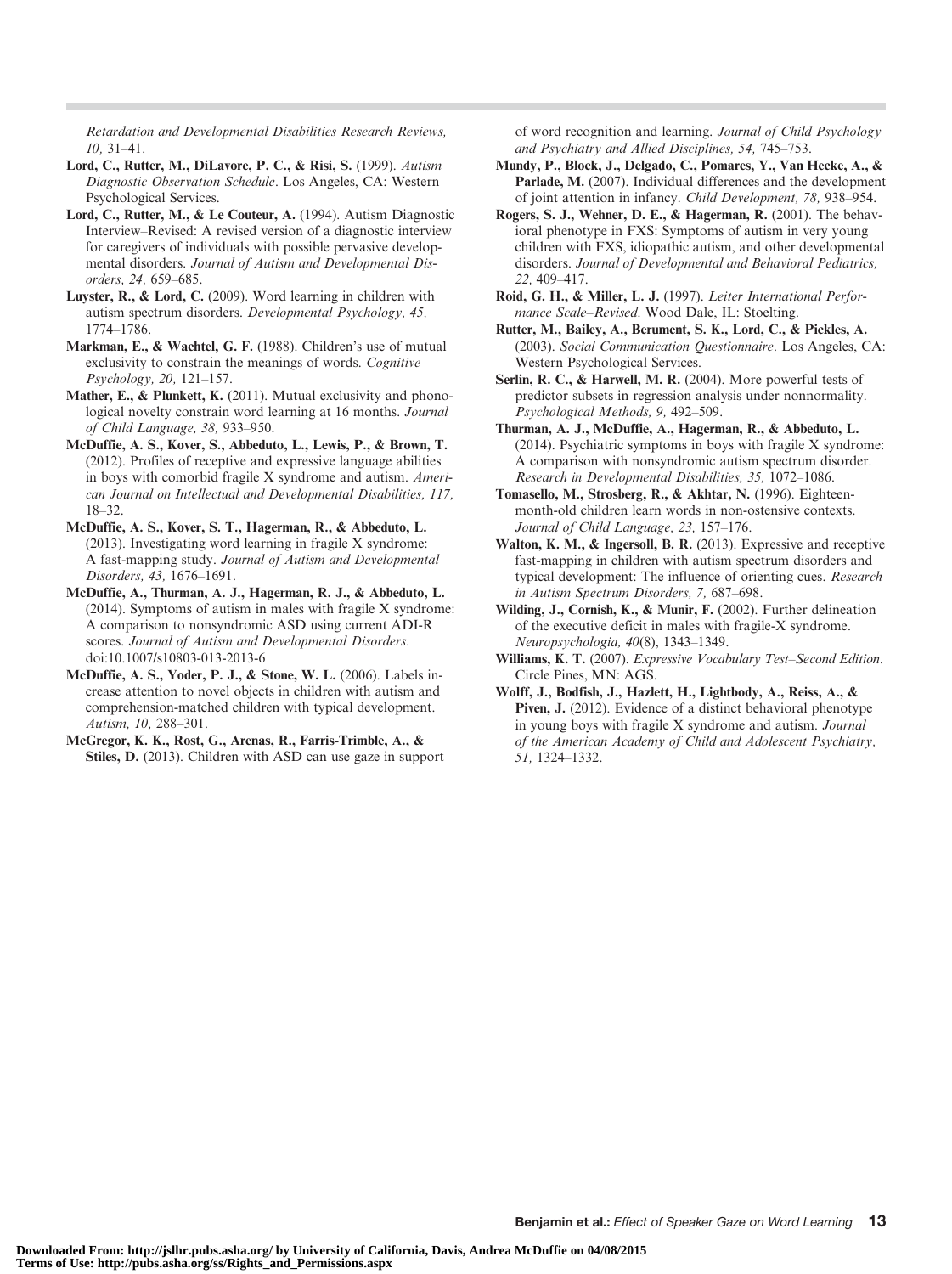*Retardation and Developmental Disabilities Research Reviews, 10,* 31–41.

**Lord, C., Rutter, M., DiLavore, P. C., & Risi, S.** (1999). *Autism Diagnostic Observation Schedule*. Los Angeles, CA: Western Psychological Services.

**Lord, C., Rutter, M., & Le Couteur, A.** (1994). Autism Diagnostic Interview–Revised: A revised version of a diagnostic interview for caregivers of individuals with possible pervasive developmental disorders. *Journal of Autism and Developmental Disorders, 24,* 659–685.

**Luyster, R., & Lord, C.** (2009). Word learning in children with autism spectrum disorders. *Developmental Psychology, 45,* 1774–1786.

**Markman, E., & Wachtel, G. F.** (1988). Children's use of mutual exclusivity to constrain the meanings of words. *Cognitive Psychology, 20,* 121–157.

**Mather, E., & Plunkett, K.** (2011). Mutual exclusivity and phonological novelty constrain word learning at 16 months. *Journal of Child Language, 38,* 933–950.

**McDuffie, A. S., Kover, S., Abbeduto, L., Lewis, P., & Brown, T.** (2012). Profiles of receptive and expressive language abilities in boys with comorbid fragile X syndrome and autism. *American Journal on Intellectual and Developmental Disabilities, 117,* 18–32.

**McDuffie, A. S., Kover, S. T., Hagerman, R., & Abbeduto, L.** (2013). Investigating word learning in fragile X syndrome: A fast-mapping study. *Journal of Autism and Developmental Disorders, 43,* 1676–1691.

**McDuffie, A., Thurman, A. J., Hagerman, R. J., & Abbeduto, L.** (2014). Symptoms of autism in males with fragile X syndrome: A comparison to nonsyndromic ASD using current ADI-R scores. *Journal of Autism and Developmental Disorders*. doi:10.1007/s10803-013-2013-6

**McDuffie, A. S., Yoder, P. J., & Stone, W. L.** (2006). Labels increase attention to novel objects in children with autism and comprehension-matched children with typical development. *Autism, 10,* 288–301.

**McGregor, K. K., Rost, G., Arenas, R., Farris-Trimble, A., & Stiles, D.** (2013). Children with ASD can use gaze in support of word recognition and learning. *Journal of Child Psychology and Psychiatry and Allied Disciplines, 54,* 745–753.

**Mundy, P., Block, J., Delgado, C., Pomares, Y., Van Hecke, A., & Parlade, M.** (2007). Individual differences and the development of joint attention in infancy. *Child Development, 78,* 938–954.

**Rogers, S. J., Wehner, D. E., & Hagerman, R.** (2001). The behavioral phenotype in FXS: Symptoms of autism in very young children with FXS, idiopathic autism, and other developmental disorders. *Journal of Developmental and Behavioral Pediatrics, 22,* 409–417.

**Roid, G. H., & Miller, L. J.** (1997). *Leiter International Performance Scale–Revised*. Wood Dale, IL: Stoelting.

**Rutter, M., Bailey, A., Berument, S. K., Lord, C., & Pickles, A.** (2003). *Social Communication Questionnaire*. Los Angeles, CA: Western Psychological Services.

**Serlin, R. C., & Harwell, M. R.** (2004). More powerful tests of predictor subsets in regression analysis under nonnormality. *Psychological Methods, 9,* 492–509.

**Thurman, A. J., McDuffie, A., Hagerman, R., & Abbeduto, L.** (2014). Psychiatric symptoms in boys with fragile X syndrome: A comparison with nonsyndromic autism spectrum disorder. *Research in Developmental Disabilities, 35,* 1072–1086.

**Tomasello, M., Strosberg, R., & Akhtar, N.** (1996). Eighteen-month-old children learn words in non-ostensive contexts. *Journal of Child Language, 23,* 157–176.

**Walton, K. M., & Ingersoll, B. R.** (2013). Expressive and receptive fast-mapping in children with autism spectrum disorders and typical development: The influence of orienting cues. *Research in Autism Spectrum Disorders, 7,* 687–698.

**Wilding, J., Cornish, K., & Munir, F.** (2002). Further delineation of the executive deficit in males with fragile-X syndrome. *Neuropsychologia, 40*(8), 1343–1349.

**Williams, K. T.** (2007). *Expressive Vocabulary Test–Second Edition*. Circle Pines, MN: AGS.

**Wolff, J., Bodfish, J., Hazlett, H., Lightbody, A., Reiss, A., & Piven, J.** (2012). Evidence of a distinct behavioral phenotype in young boys with fragile X syndrome and autism. *Journal of the American Academy of Child and Adolescent Psychiatry, 51,* 1324–1332.